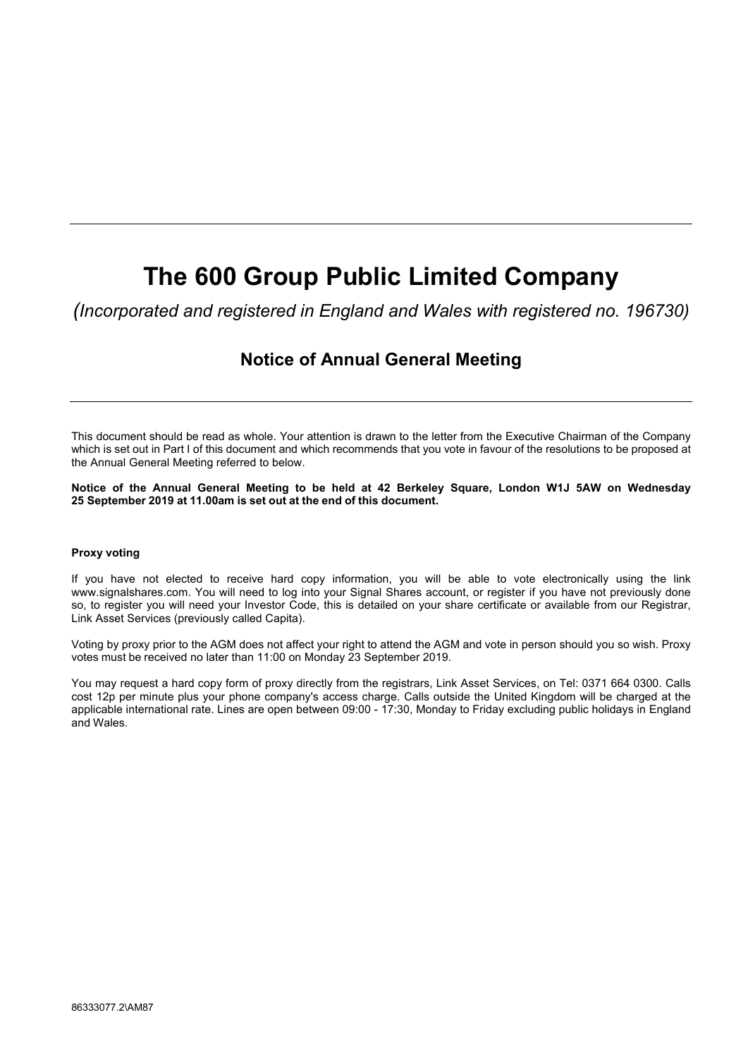# The 600 Group Public Limited Company

*(Incorporated and registered in England and Wales with registered no. 196730)*

## Notice of Annual General Meeting

This document should be read as whole. Your attention is drawn to the letter from the Executive Chairman of the Company which is set out in Part I of this document and which recommends that you vote in favour of the resolutions to be proposed at the Annual General Meeting referred to below.

**Notice of the Annual General Meeting to be held at 42 Berkeley Square, London W1J 5AW on Wednesday 25 September 2019 at 11.00am is set out at the end of this document.**

**Proxy voting**

If you have not elected to receive hard copy information, you will be able to vote electronically using the link www.signalshares.com. You will need to log into your Signal Shares account, or register if you have not previously done so, to register you will need your Investor Code, this is detailed on your share certificate or available from our Registrar, Link Asset Services (previously called Capita).

Voting by proxy prior to the AGM does not affect your right to attend the AGM and vote in person should you so wish. Proxy votes must be received no later than 11:00 on Monday 23 September 2019.

You may request a hard copy form of proxy directly from the registrars, Link Asset Services, on Tel: 0371 664 0300. Calls cost 12p per minute plus your phone company's access charge. Calls outside the United Kingdom will be charged at the applicable international rate. Lines are open between 09:00 - 17:30, Monday to Friday excluding public holidays in England and Wales.

86333077.2\AM87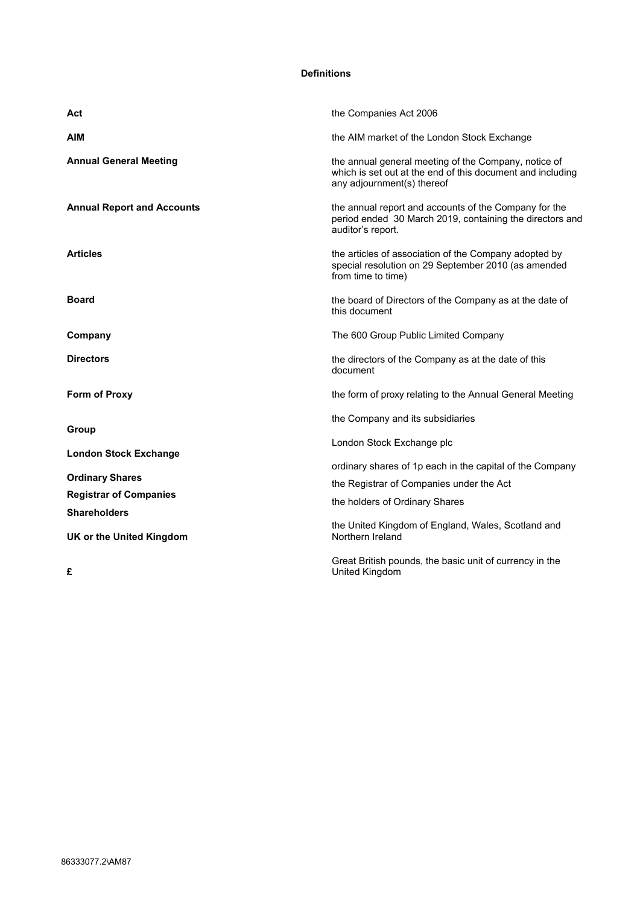# Definitions

| | |
|---|---|
| **Act** | the Companies Act 2006 |
| **AIM** | the AIM market of the London Stock Exchange |
| **Annual General Meeting** | the annual general meeting of the Company, notice of which is set out at the end of this document and including any adjournment(s) thereof |
| **Annual Report and Accounts** | the annual report and accounts of the Company for the period ended 30 March 2019, containing the directors and auditor's report. |
| **Articles** | the articles of association of the Company adopted by special resolution on 29 September 2010 (as amended from time to time) |
| **Board** | the board of Directors of the Company as at the date of this document |
| **Company** | The 600 Group Public Limited Company |
| **Directors** | the directors of the Company as at the date of this document |
| **Form of Proxy** | the form of proxy relating to the Annual General Meeting |
| **Group** | the Company and its subsidiaries |
| **London Stock Exchange** | London Stock Exchange plc |
| **Ordinary Shares** | ordinary shares of 1p each in the capital of the Company |
| **Registrar of Companies** | the Registrar of Companies under the Act |
| **Shareholders** | the holders of Ordinary Shares |
| **UK or the United Kingdom** | the United Kingdom of England, Wales, Scotland and Northern Ireland |
| **£** | Great British pounds, the basic unit of currency in the United Kingdom |

86333077.2\AM87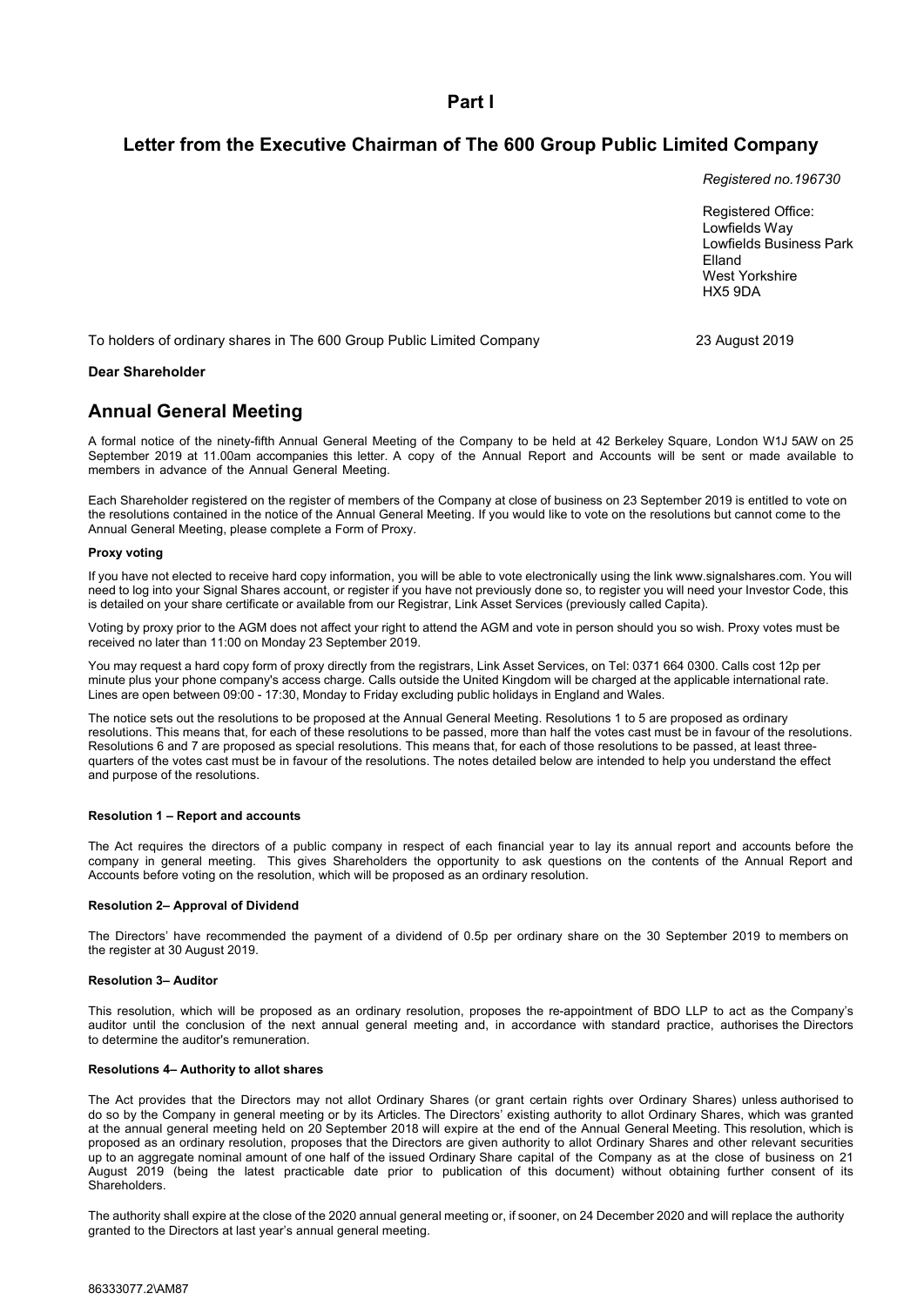# Part I

## Letter from the Executive Chairman of The 600 Group Public Limited Company

*Registered no.196730*

Registered Office:
Lowfields Way
Lowfields Business Park
Elland
West Yorkshire
HX5 9DA

To holders of ordinary shares in The 600 Group Public Limited Company

23 August 2019

**Dear Shareholder**

## Annual General Meeting

A formal notice of the ninety-fifth Annual General Meeting of the Company to be held at 42 Berkeley Square, London W1J 5AW on 25 September 2019 at 11.00am accompanies this letter. A copy of the Annual Report and Accounts will be sent or made available to members in advance of the Annual General Meeting.

Each Shareholder registered on the register of members of the Company at close of business on 23 September 2019 is entitled to vote on the resolutions contained in the notice of the Annual General Meeting. If you would like to vote on the resolutions but cannot come to the Annual General Meeting, please complete a Form of Proxy.

**Proxy voting**

If you have not elected to receive hard copy information, you will be able to vote electronically using the link www.signalshares.com. You will need to log into your Signal Shares account, or register if you have not previously done so, to register you will need your Investor Code, this is detailed on your share certificate or available from our Registrar, Link Asset Services (previously called Capita).

Voting by proxy prior to the AGM does not affect your right to attend the AGM and vote in person should you so wish. Proxy votes must be received no later than 11:00 on Monday 23 September 2019.

You may request a hard copy form of proxy directly from the registrars, Link Asset Services, on Tel: 0371 664 0300. Calls cost 12p per minute plus your phone company's access charge. Calls outside the United Kingdom will be charged at the applicable international rate. Lines are open between 09:00 - 17:30, Monday to Friday excluding public holidays in England and Wales.

The notice sets out the resolutions to be proposed at the Annual General Meeting. Resolutions 1 to 5 are proposed as ordinary resolutions. This means that, for each of these resolutions to be passed, more than half the votes cast must be in favour of the resolutions. Resolutions 6 and 7 are proposed as special resolutions. This means that, for each of those resolutions to be passed, at least three-quarters of the votes cast must be in favour of the resolutions. The notes detailed below are intended to help you understand the effect and purpose of the resolutions.

**Resolution 1 – Report and accounts**

The Act requires the directors of a public company in respect of each financial year to lay its annual report and accounts before the company in general meeting. This gives Shareholders the opportunity to ask questions on the contents of the Annual Report and Accounts before voting on the resolution, which will be proposed as an ordinary resolution.

**Resolution 2– Approval of Dividend**

The Directors' have recommended the payment of a dividend of 0.5p per ordinary share on the 30 September 2019 to members on the register at 30 August 2019.

**Resolution 3– Auditor**

This resolution, which will be proposed as an ordinary resolution, proposes the re-appointment of BDO LLP to act as the Company's auditor until the conclusion of the next annual general meeting and, in accordance with standard practice, authorises the Directors to determine the auditor's remuneration.

**Resolutions 4– Authority to allot shares**

The Act provides that the Directors may not allot Ordinary Shares (or grant certain rights over Ordinary Shares) unless authorised to do so by the Company in general meeting or by its Articles. The Directors' existing authority to allot Ordinary Shares, which was granted at the annual general meeting held on 20 September 2018 will expire at the end of the Annual General Meeting. This resolution, which is proposed as an ordinary resolution, proposes that the Directors are given authority to allot Ordinary Shares and other relevant securities up to an aggregate nominal amount of one half of the issued Ordinary Share capital of the Company as at the close of business on 21 August 2019 (being the latest practicable date prior to publication of this document) without obtaining further consent of its Shareholders.

The authority shall expire at the close of the 2020 annual general meeting or, if sooner, on 24 December 2020 and will replace the authority granted to the Directors at last year's annual general meeting.

86333077.2\AM87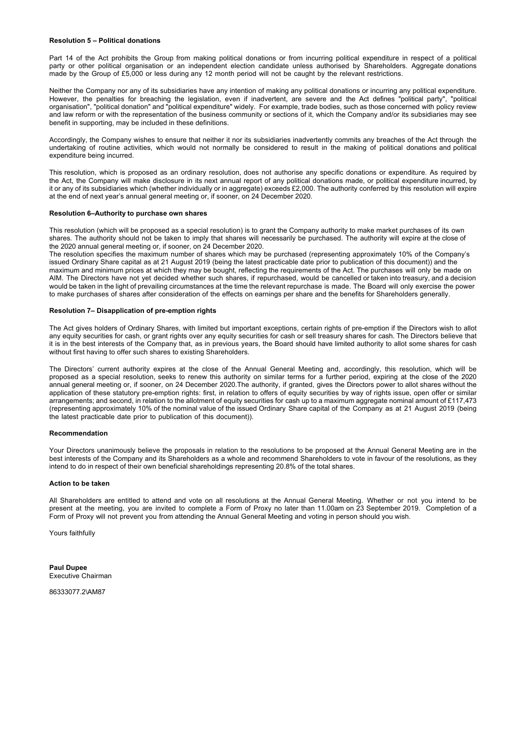**Resolution 5 – Political donations**

Part 14 of the Act prohibits the Group from making political donations or from incurring political expenditure in respect of a political party or other political organisation or an independent election candidate unless authorised by Shareholders. Aggregate donations made by the Group of £5,000 or less during any 12 month period will not be caught by the relevant restrictions.

Neither the Company nor any of its subsidiaries have any intention of making any political donations or incurring any political expenditure. However, the penalties for breaching the legislation, even if inadvertent, are severe and the Act defines "political party", "political organisation", "political donation" and "political expenditure" widely. For example, trade bodies, such as those concerned with policy review and law reform or with the representation of the business community or sections of it, which the Company and/or its subsidiaries may see benefit in supporting, may be included in these definitions.

Accordingly, the Company wishes to ensure that neither it nor its subsidiaries inadvertently commits any breaches of the Act through the undertaking of routine activities, which would not normally be considered to result in the making of political donations and political expenditure being incurred.

This resolution, which is proposed as an ordinary resolution, does not authorise any specific donations or expenditure. As required by the Act, the Company will make disclosure in its next annual report of any political donations made, or political expenditure incurred, by it or any of its subsidiaries which (whether individually or in aggregate) exceeds £2,000. The authority conferred by this resolution will expire at the end of next year's annual general meeting or, if sooner, on 24 December 2020.

**Resolution 6–Authority to purchase own shares**

This resolution (which will be proposed as a special resolution) is to grant the Company authority to make market purchases of its own shares. The authority should not be taken to imply that shares will necessarily be purchased. The authority will expire at the close of the 2020 annual general meeting or, if sooner, on 24 December 2020.

The resolution specifies the maximum number of shares which may be purchased (representing approximately 10% of the Company's issued Ordinary Share capital as at 21 August 2019 (being the latest practicable date prior to publication of this document)) and the maximum and minimum prices at which they may be bought, reflecting the requirements of the Act. The purchases will only be made on AIM. The Directors have not yet decided whether such shares, if repurchased, would be cancelled or taken into treasury, and a decision would be taken in the light of prevailing circumstances at the time the relevant repurchase is made. The Board will only exercise the power to make purchases of shares after consideration of the effects on earnings per share and the benefits for Shareholders generally.

**Resolution 7– Disapplication of pre-emption rights**

The Act gives holders of Ordinary Shares, with limited but important exceptions, certain rights of pre-emption if the Directors wish to allot any equity securities for cash, or grant rights over any equity securities for cash or sell treasury shares for cash. The Directors believe that it is in the best interests of the Company that, as in previous years, the Board should have limited authority to allot some shares for cash without first having to offer such shares to existing Shareholders.

The Directors' current authority expires at the close of the Annual General Meeting and, accordingly, this resolution, which will be proposed as a special resolution, seeks to renew this authority on similar terms for a further period, expiring at the close of the 2020 annual general meeting or, if sooner, on 24 December 2020.The authority, if granted, gives the Directors power to allot shares without the application of these statutory pre-emption rights: first, in relation to offers of equity securities by way of rights issue, open offer or similar arrangements; and second, in relation to the allotment of equity securities for cash up to a maximum aggregate nominal amount of £117,473 (representing approximately 10% of the nominal value of the issued Ordinary Share capital of the Company as at 21 August 2019 (being the latest practicable date prior to publication of this document)).

**Recommendation**

Your Directors unanimously believe the proposals in relation to the resolutions to be proposed at the Annual General Meeting are in the best interests of the Company and its Shareholders as a whole and recommend Shareholders to vote in favour of the resolutions, as they intend to do in respect of their own beneficial shareholdings representing 20.8% of the total shares.

**Action to be taken**

All Shareholders are entitled to attend and vote on all resolutions at the Annual General Meeting. Whether or not you intend to be present at the meeting, you are invited to complete a Form of Proxy no later than 11.00am on 23 September 2019. Completion of a Form of Proxy will not prevent you from attending the Annual General Meeting and voting in person should you wish.

Yours faithfully

**Paul Dupee**
Executive Chairman

86333077.2\AM87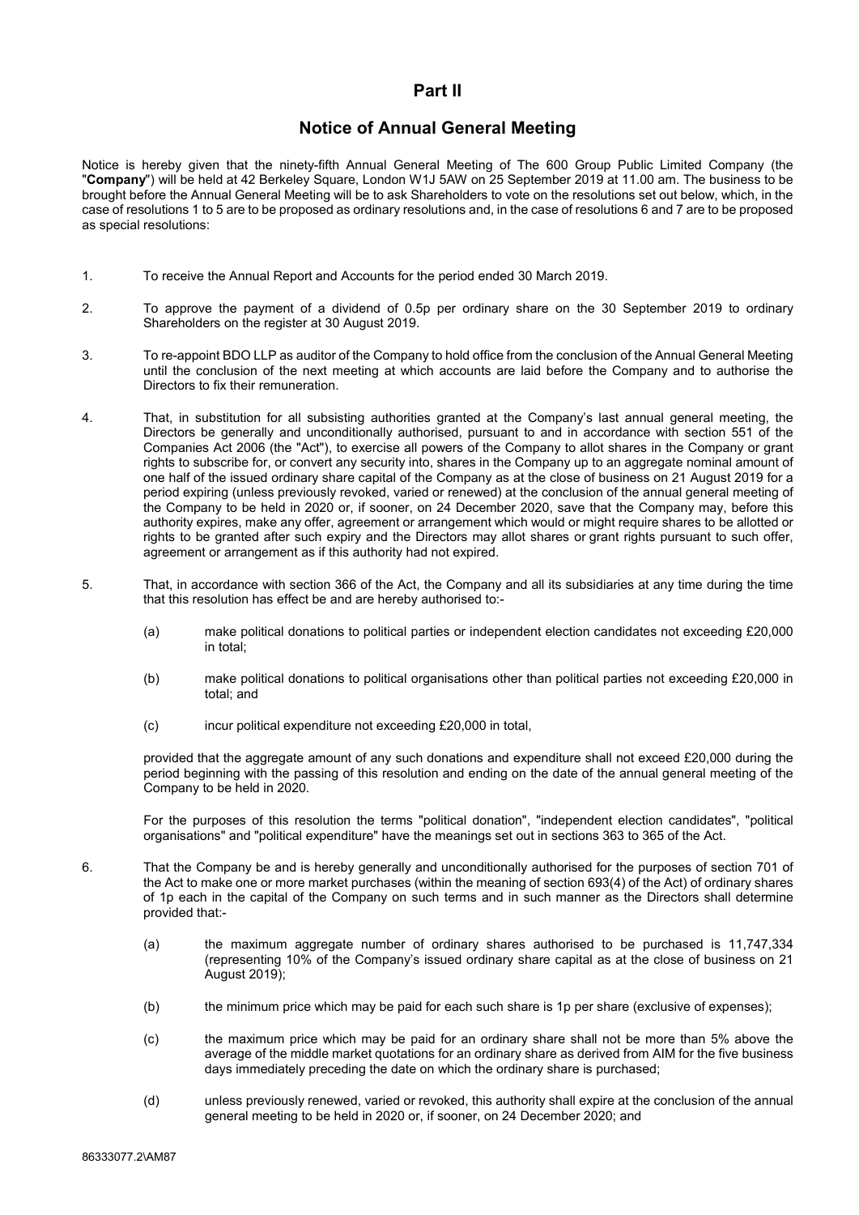# Part II

## Notice of Annual General Meeting

Notice is hereby given that the ninety-fifth Annual General Meeting of The 600 Group Public Limited Company (the "**Company**") will be held at 42 Berkeley Square, London W1J 5AW on 25 September 2019 at 11.00 am. The business to be brought before the Annual General Meeting will be to ask Shareholders to vote on the resolutions set out below, which, in the case of resolutions 1 to 5 are to be proposed as ordinary resolutions and, in the case of resolutions 6 and 7 are to be proposed as special resolutions:

1. To receive the Annual Report and Accounts for the period ended 30 March 2019.

2. To approve the payment of a dividend of 0.5p per ordinary share on the 30 September 2019 to ordinary Shareholders on the register at 30 August 2019.

3. To re-appoint BDO LLP as auditor of the Company to hold office from the conclusion of the Annual General Meeting until the conclusion of the next meeting at which accounts are laid before the Company and to authorise the Directors to fix their remuneration.

4. That, in substitution for all subsisting authorities granted at the Company's last annual general meeting, the Directors be generally and unconditionally authorised, pursuant to and in accordance with section 551 of the Companies Act 2006 (the "Act"), to exercise all powers of the Company to allot shares in the Company or grant rights to subscribe for, or convert any security into, shares in the Company up to an aggregate nominal amount of one half of the issued ordinary share capital of the Company as at the close of business on 21 August 2019 for a period expiring (unless previously revoked, varied or renewed) at the conclusion of the annual general meeting of the Company to be held in 2020 or, if sooner, on 24 December 2020, save that the Company may, before this authority expires, make any offer, agreement or arrangement which would or might require shares to be allotted or rights to be granted after such expiry and the Directors may allot shares or grant rights pursuant to such offer, agreement or arrangement as if this authority had not expired.

5. That, in accordance with section 366 of the Act, the Company and all its subsidiaries at any time during the time that this resolution has effect be and are hereby authorised to:-

   (a) make political donations to political parties or independent election candidates not exceeding £20,000 in total;

   (b) make political donations to political organisations other than political parties not exceeding £20,000 in total; and

   (c) incur political expenditure not exceeding £20,000 in total,

   provided that the aggregate amount of any such donations and expenditure shall not exceed £20,000 during the period beginning with the passing of this resolution and ending on the date of the annual general meeting of the Company to be held in 2020.

   For the purposes of this resolution the terms "political donation", "independent election candidates", "political organisations" and "political expenditure" have the meanings set out in sections 363 to 365 of the Act.

6. That the Company be and is hereby generally and unconditionally authorised for the purposes of section 701 of the Act to make one or more market purchases (within the meaning of section 693(4) of the Act) of ordinary shares of 1p each in the capital of the Company on such terms and in such manner as the Directors shall determine provided that:-

   (a) the maximum aggregate number of ordinary shares authorised to be purchased is 11,747,334 (representing 10% of the Company's issued ordinary share capital as at the close of business on 21 August 2019);

   (b) the minimum price which may be paid for each such share is 1p per share (exclusive of expenses);

   (c) the maximum price which may be paid for an ordinary share shall not be more than 5% above the average of the middle market quotations for an ordinary share as derived from AIM for the five business days immediately preceding the date on which the ordinary share is purchased;

   (d) unless previously renewed, varied or revoked, this authority shall expire at the conclusion of the annual general meeting to be held in 2020 or, if sooner, on 24 December 2020; and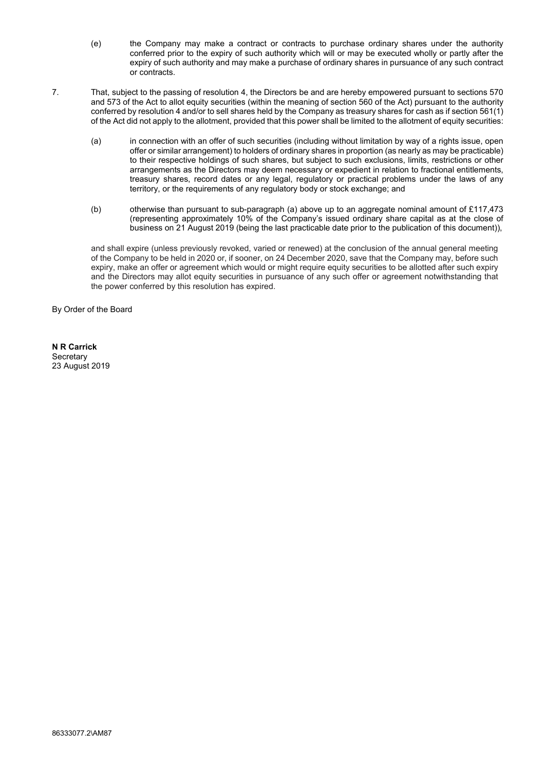(e) the Company may make a contract or contracts to purchase ordinary shares under the authority conferred prior to the expiry of such authority which will or may be executed wholly or partly after the expiry of such authority and may make a purchase of ordinary shares in pursuance of any such contract or contracts.

7. That, subject to the passing of resolution 4, the Directors be and are hereby empowered pursuant to sections 570 and 573 of the Act to allot equity securities (within the meaning of section 560 of the Act) pursuant to the authority conferred by resolution 4 and/or to sell shares held by the Company as treasury shares for cash as if section 561(1) of the Act did not apply to the allotment, provided that this power shall be limited to the allotment of equity securities:

   (a) in connection with an offer of such securities (including without limitation by way of a rights issue, open offer or similar arrangement) to holders of ordinary shares in proportion (as nearly as may be practicable) to their respective holdings of such shares, but subject to such exclusions, limits, restrictions or other arrangements as the Directors may deem necessary or expedient in relation to fractional entitlements, treasury shares, record dates or any legal, regulatory or practical problems under the laws of any territory, or the requirements of any regulatory body or stock exchange; and

   (b) otherwise than pursuant to sub-paragraph (a) above up to an aggregate nominal amount of £117,473 (representing approximately 10% of the Company's issued ordinary share capital as at the close of business on 21 August 2019 (being the last practicable date prior to the publication of this document)),

   and shall expire (unless previously revoked, varied or renewed) at the conclusion of the annual general meeting of the Company to be held in 2020 or, if sooner, on 24 December 2020, save that the Company may, before such expiry, make an offer or agreement which would or might require equity securities to be allotted after such expiry and the Directors may allot equity securities in pursuance of any such offer or agreement notwithstanding that the power conferred by this resolution has expired.

By Order of the Board

**N R Carrick**
Secretary
23 August 2019

86333077.2\AM87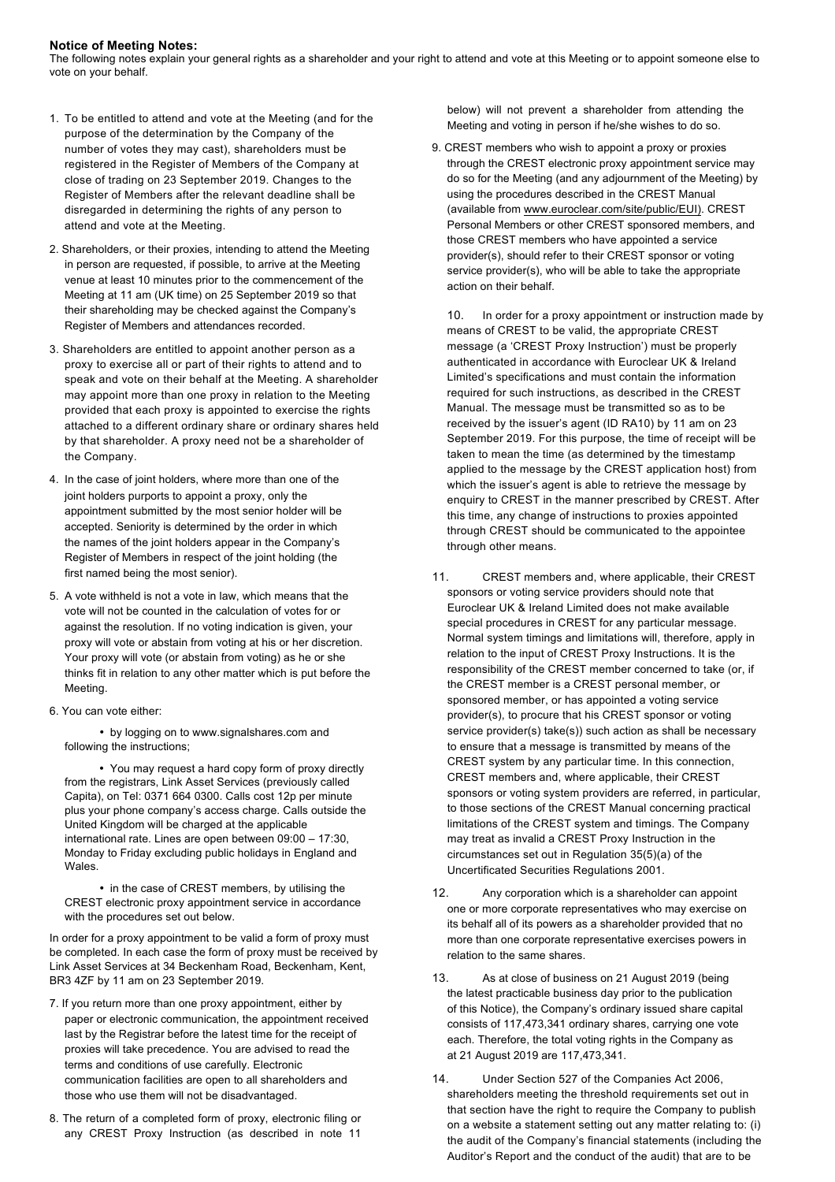**Notice of Meeting Notes:**

The following notes explain your general rights as a shareholder and your right to attend and vote at this Meeting or to appoint someone else to vote on your behalf.

1. To be entitled to attend and vote at the Meeting (and for the purpose of the determination by the Company of the number of votes they may cast), shareholders must be registered in the Register of Members of the Company at close of trading on 23 September 2019. Changes to the Register of Members after the relevant deadline shall be disregarded in determining the rights of any person to attend and vote at the Meeting.

2. Shareholders, or their proxies, intending to attend the Meeting in person are requested, if possible, to arrive at the Meeting venue at least 10 minutes prior to the commencement of the Meeting at 11 am (UK time) on 25 September 2019 so that their shareholding may be checked against the Company's Register of Members and attendances recorded.

3. Shareholders are entitled to appoint another person as a proxy to exercise all or part of their rights to attend and to speak and vote on their behalf at the Meeting. A shareholder may appoint more than one proxy in relation to the Meeting provided that each proxy is appointed to exercise the rights attached to a different ordinary share or ordinary shares held by that shareholder. A proxy need not be a shareholder of the Company.

4. In the case of joint holders, where more than one of the joint holders purports to appoint a proxy, only the appointment submitted by the most senior holder will be accepted. Seniority is determined by the order in which the names of the joint holders appear in the Company's Register of Members in respect of the joint holding (the first named being the most senior).

5. A vote withheld is not a vote in law, which means that the vote will not be counted in the calculation of votes for or against the resolution. If no voting indication is given, your proxy will vote or abstain from voting at his or her discretion. Your proxy will vote (or abstain from voting) as he or she thinks fit in relation to any other matter which is put before the Meeting.

6. You can vote either:

   • by logging on to www.signalshares.com and following the instructions;

   • You may request a hard copy form of proxy directly from the registrars, Link Asset Services (previously called Capita), on Tel: 0371 664 0300. Calls cost 12p per minute plus your phone company's access charge. Calls outside the United Kingdom will be charged at the applicable international rate. Lines are open between 09:00 – 17:30, Monday to Friday excluding public holidays in England and Wales.

   • in the case of CREST members, by utilising the CREST electronic proxy appointment service in accordance with the procedures set out below.

In order for a proxy appointment to be valid a form of proxy must be completed. In each case the form of proxy must be received by Link Asset Services at 34 Beckenham Road, Beckenham, Kent, BR3 4ZF by 11 am on 23 September 2019.

7. If you return more than one proxy appointment, either by paper or electronic communication, the appointment received last by the Registrar before the latest time for the receipt of proxies will take precedence. You are advised to read the terms and conditions of use carefully. Electronic communication facilities are open to all shareholders and those who use them will not be disadvantaged.

8. The return of a completed form of proxy, electronic filing or any CREST Proxy Instruction (as described in note 11 below) will not prevent a shareholder from attending the Meeting and voting in person if he/she wishes to do so.

9. CREST members who wish to appoint a proxy or proxies through the CREST electronic proxy appointment service may do so for the Meeting (and any adjournment of the Meeting) by using the procedures described in the CREST Manual (available from www.euroclear.com/site/public/EUI). CREST Personal Members or other CREST sponsored members, and those CREST members who have appointed a service provider(s), should refer to their CREST sponsor or voting service provider(s), who will be able to take the appropriate action on their behalf.

10. In order for a proxy appointment or instruction made by means of CREST to be valid, the appropriate CREST message (a 'CREST Proxy Instruction') must be properly authenticated in accordance with Euroclear UK & Ireland Limited's specifications and must contain the information required for such instructions, as described in the CREST Manual. The message must be transmitted so as to be received by the issuer's agent (ID RA10) by 11 am on 23 September 2019. For this purpose, the time of receipt will be taken to mean the time (as determined by the timestamp applied to the message by the CREST application host) from which the issuer's agent is able to retrieve the message by enquiry to CREST in the manner prescribed by CREST. After this time, any change of instructions to proxies appointed through CREST should be communicated to the appointee through other means.

11. CREST members and, where applicable, their CREST sponsors or voting service providers should note that Euroclear UK & Ireland Limited does not make available special procedures in CREST for any particular message. Normal system timings and limitations will, therefore, apply in relation to the input of CREST Proxy Instructions. It is the responsibility of the CREST member concerned to take (or, if the CREST member is a CREST personal member, or sponsored member, or has appointed a voting service provider(s), to procure that his CREST sponsor or voting service provider(s) take(s)) such action as shall be necessary to ensure that a message is transmitted by means of the CREST system by any particular time. In this connection, CREST members and, where applicable, their CREST sponsors or voting system providers are referred, in particular, to those sections of the CREST Manual concerning practical limitations of the CREST system and timings. The Company may treat as invalid a CREST Proxy Instruction in the circumstances set out in Regulation 35(5)(a) of the Uncertificated Securities Regulations 2001.

12. Any corporation which is a shareholder can appoint one or more corporate representatives who may exercise on its behalf all of its powers as a shareholder provided that no more than one corporate representative exercises powers in relation to the same shares.

13. As at close of business on 21 August 2019 (being the latest practicable business day prior to the publication of this Notice), the Company's ordinary issued share capital consists of 117,473,341 ordinary shares, carrying one vote each. Therefore, the total voting rights in the Company as at 21 August 2019 are 117,473,341.

14. Under Section 527 of the Companies Act 2006, shareholders meeting the threshold requirements set out in that section have the right to require the Company to publish on a website a statement setting out any matter relating to: (i) the audit of the Company's financial statements (including the Auditor's Report and the conduct of the audit) that are to be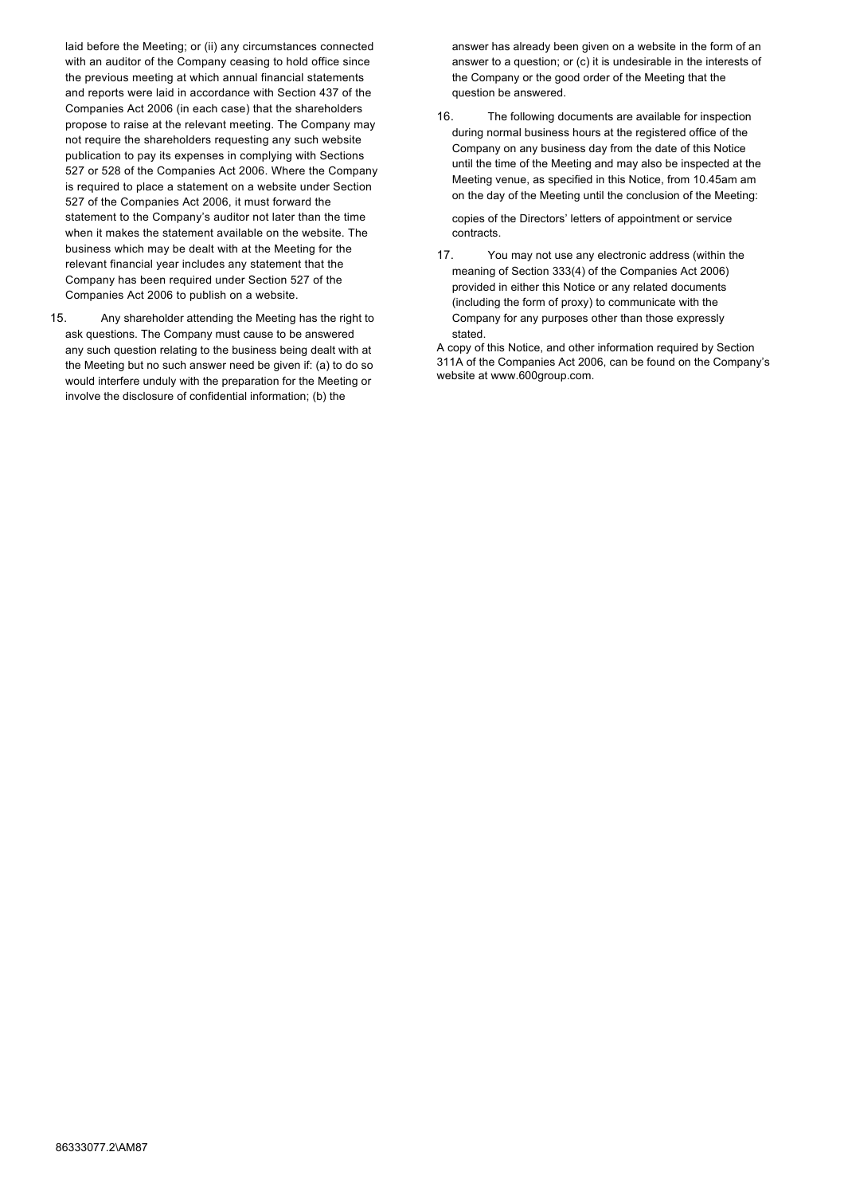laid before the Meeting; or (ii) any circumstances connected with an auditor of the Company ceasing to hold office since the previous meeting at which annual financial statements and reports were laid in accordance with Section 437 of the Companies Act 2006 (in each case) that the shareholders propose to raise at the relevant meeting. The Company may not require the shareholders requesting any such website publication to pay its expenses in complying with Sections 527 or 528 of the Companies Act 2006. Where the Company is required to place a statement on a website under Section 527 of the Companies Act 2006, it must forward the statement to the Company's auditor not later than the time when it makes the statement available on the website. The business which may be dealt with at the Meeting for the relevant financial year includes any statement that the Company has been required under Section 527 of the Companies Act 2006 to publish on a website.

15. Any shareholder attending the Meeting has the right to ask questions. The Company must cause to be answered any such question relating to the business being dealt with at the Meeting but no such answer need be given if: (a) to do so would interfere unduly with the preparation for the Meeting or involve the disclosure of confidential information; (b) the answer has already been given on a website in the form of an answer to a question; or (c) it is undesirable in the interests of the Company or the good order of the Meeting that the question be answered.

16. The following documents are available for inspection during normal business hours at the registered office of the Company on any business day from the date of this Notice until the time of the Meeting and may also be inspected at the Meeting venue, as specified in this Notice, from 10.45am am on the day of the Meeting until the conclusion of the Meeting:

    copies of the Directors' letters of appointment or service contracts.

17. You may not use any electronic address (within the meaning of Section 333(4) of the Companies Act 2006) provided in either this Notice or any related documents (including the form of proxy) to communicate with the Company for any purposes other than those expressly stated.

A copy of this Notice, and other information required by Section 311A of the Companies Act 2006, can be found on the Company's website at www.600group.com.

86333077.2\AM87